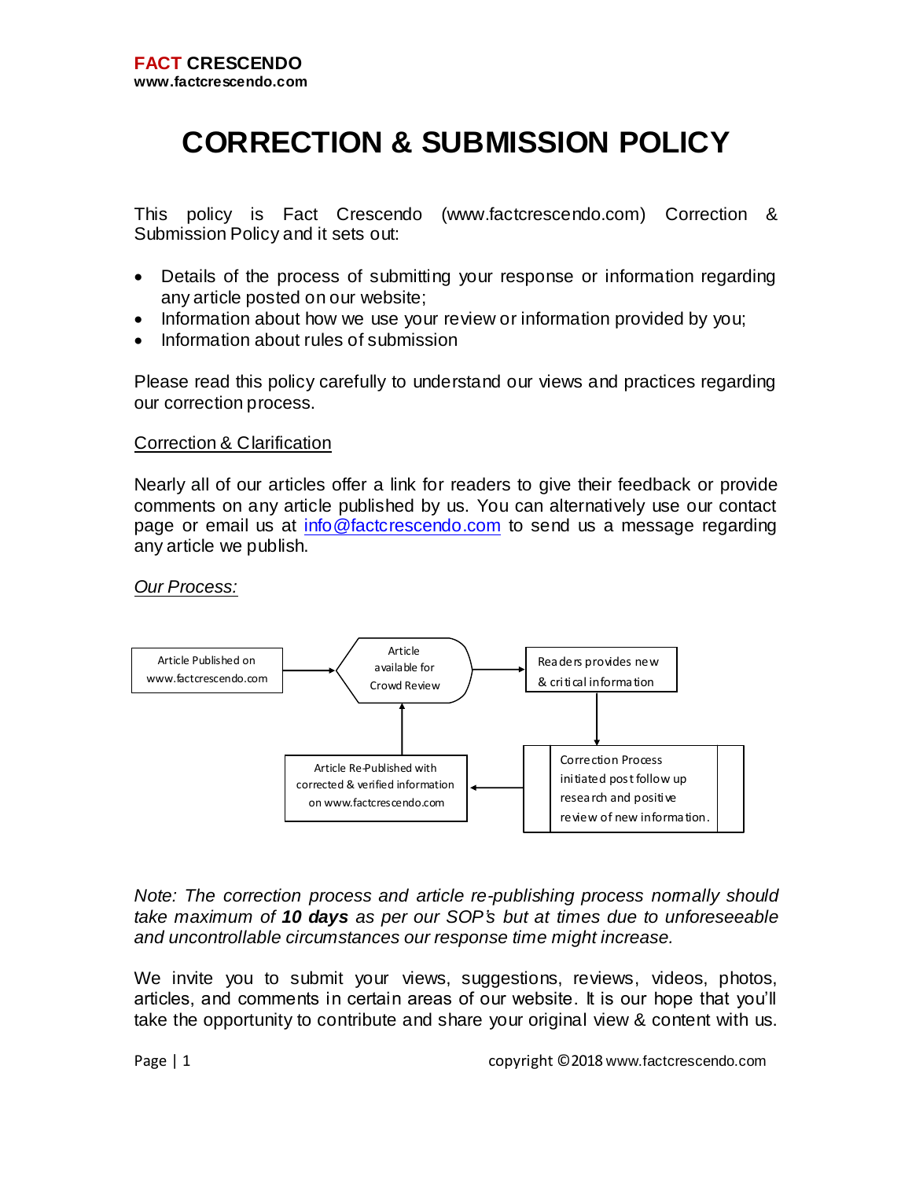**FACT CRESCENDO**
**www.factcrescendo.com**

# CORRECTION & SUBMISSION POLICY

This policy is Fact Crescendo (www.factcrescendo.com) Correction & Submission Policy and it sets out:

- Details of the process of submitting your response or information regarding any article posted on our website;
- Information about how we use your review or information provided by you;
- Information about rules of submission

Please read this policy carefully to understand our views and practices regarding our correction process.

## Correction & Clarification

Nearly all of our articles offer a link for readers to give their feedback or provide comments on any article published by us. You can alternatively use our contact page or email us at info@factcrescendo.com to send us a message regarding any article we publish.

### *Our Process:*

Article Published on www.factcrescendo.com → Article available for Crowd Review → Readers provides new & critical information → Correction Process initiated post follow up research and positive review of new information. → Article Re-Published with corrected & verified information on www.factcrescendo.com → Article available for Crowd Review

*Note: The correction process and article re-publishing process normally should take maximum of **10 days** as per our SOP's but at times due to unforeseeable and uncontrollable circumstances our response time might increase.*

We invite you to submit your views, suggestions, reviews, videos, photos, articles, and comments in certain areas of our website. It is our hope that you'll take the opportunity to contribute and share your original view & content with us.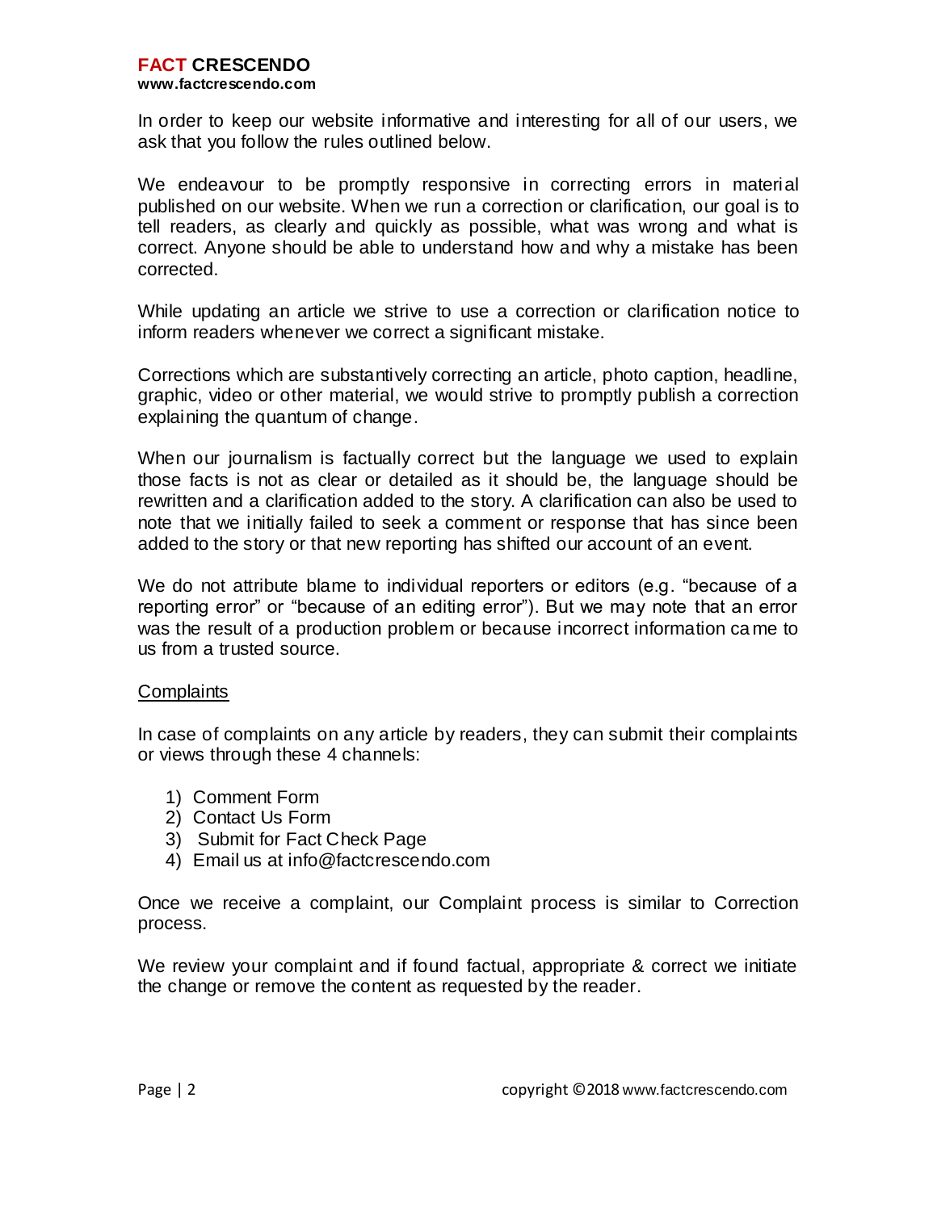In order to keep our website informative and interesting for all of our users, we ask that you follow the rules outlined below.

We endeavour to be promptly responsive in correcting errors in material published on our website. When we run a correction or clarification, our goal is to tell readers, as clearly and quickly as possible, what was wrong and what is correct. Anyone should be able to understand how and why a mistake has been corrected.

While updating an article we strive to use a correction or clarification notice to inform readers whenever we correct a significant mistake.

Corrections which are substantively correcting an article, photo caption, headline, graphic, video or other material, we would strive to promptly publish a correction explaining the quantum of change.

When our journalism is factually correct but the language we used to explain those facts is not as clear or detailed as it should be, the language should be rewritten and a clarification added to the story. A clarification can also be used to note that we initially failed to seek a comment or response that has since been added to the story or that new reporting has shifted our account of an event.

We do not attribute blame to individual reporters or editors (e.g. "because of a reporting error" or "because of an editing error"). But we may note that an error was the result of a production problem or because incorrect information came to us from a trusted source.

## Complaints

In case of complaints on any article by readers, they can submit their complaints or views through these 4 channels:

1) Comment Form
2) Contact Us Form
3) Submit for Fact Check Page
4) Email us at info@factcrescendo.com

Once we receive a complaint, our Complaint process is similar to Correction process.

We review your complaint and if found factual, appropriate & correct we initiate the change or remove the content as requested by the reader.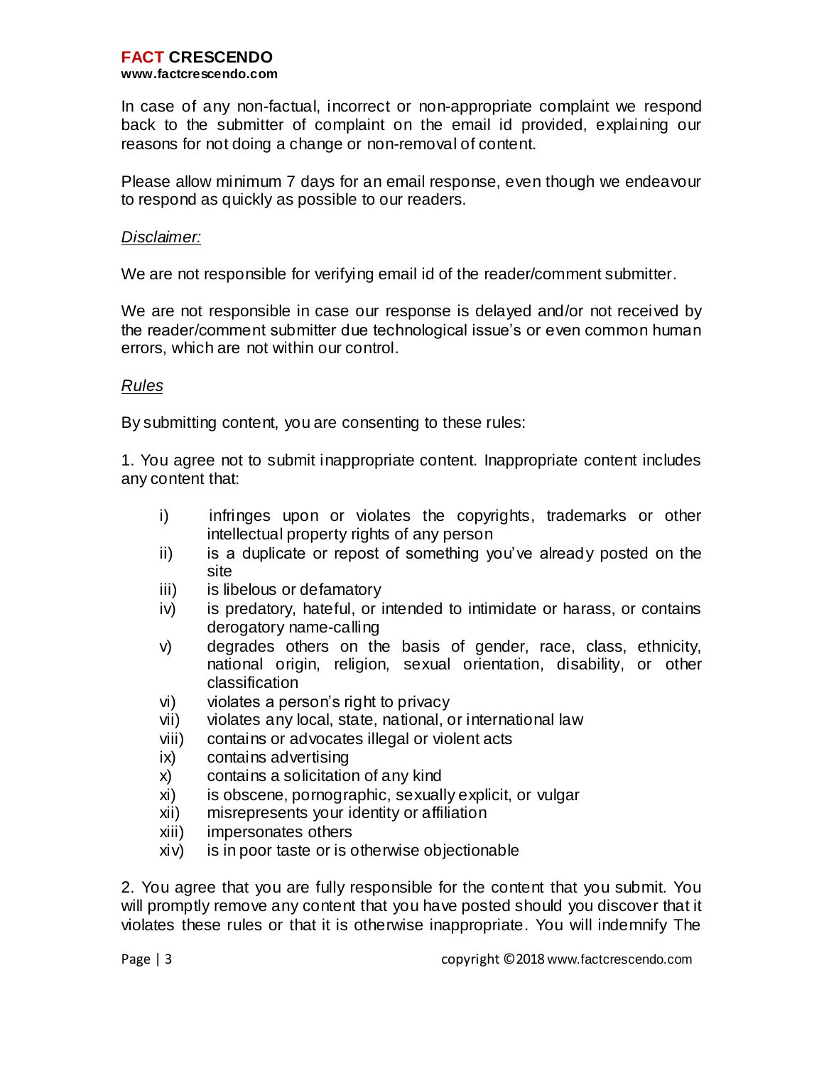In case of any non-factual, incorrect or non-appropriate complaint we respond back to the submitter of complaint on the email id provided, explaining our reasons for not doing a change or non-removal of content.

Please allow minimum 7 days for an email response, even though we endeavour to respond as quickly as possible to our readers.

*Disclaimer:*

We are not responsible for verifying email id of the reader/comment submitter.

We are not responsible in case our response is delayed and/or not received by the reader/comment submitter due technological issue's or even common human errors, which are not within our control.

*Rules*

By submitting content, you are consenting to these rules:

1. You agree not to submit inappropriate content. Inappropriate content includes any content that:

   i) infringes upon or violates the copyrights, trademarks or other intellectual property rights of any person
   ii) is a duplicate or repost of something you've already posted on the site
   iii) is libelous or defamatory
   iv) is predatory, hateful, or intended to intimidate or harass, or contains derogatory name-calling
   v) degrades others on the basis of gender, race, class, ethnicity, national origin, religion, sexual orientation, disability, or other classification
   vi) violates a person's right to privacy
   vii) violates any local, state, national, or international law
   viii) contains or advocates illegal or violent acts
   ix) contains advertising
   x) contains a solicitation of any kind
   xi) is obscene, pornographic, sexually explicit, or vulgar
   xii) misrepresents your identity or affiliation
   xiii) impersonates others
   xiv) is in poor taste or is otherwise objectionable

2. You agree that you are fully responsible for the content that you submit. You will promptly remove any content that you have posted should you discover that it violates these rules or that it is otherwise inappropriate. You will indemnify The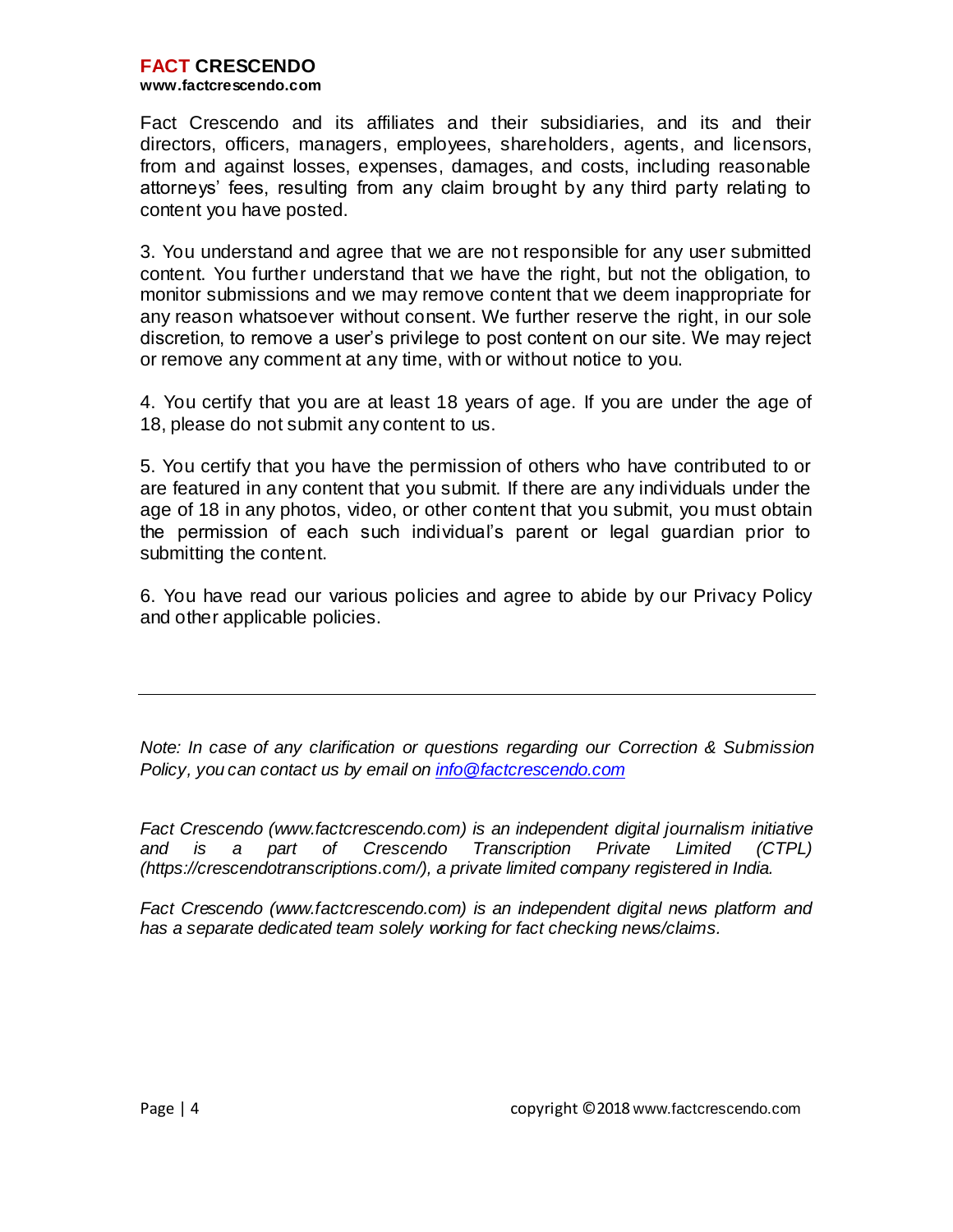Fact Crescendo and its affiliates and their subsidiaries, and its and their directors, officers, managers, employees, shareholders, agents, and licensors, from and against losses, expenses, damages, and costs, including reasonable attorneys' fees, resulting from any claim brought by any third party relating to content you have posted.

3. You understand and agree that we are not responsible for any user submitted content. You further understand that we have the right, but not the obligation, to monitor submissions and we may remove content that we deem inappropriate for any reason whatsoever without consent. We further reserve the right, in our sole discretion, to remove a user's privilege to post content on our site. We may reject or remove any comment at any time, with or without notice to you.

4. You certify that you are at least 18 years of age. If you are under the age of 18, please do not submit any content to us.

5. You certify that you have the permission of others who have contributed to or are featured in any content that you submit. If there are any individuals under the age of 18 in any photos, video, or other content that you submit, you must obtain the permission of each such individual's parent or legal guardian prior to submitting the content.

6. You have read our various policies and agree to abide by our Privacy Policy and other applicable policies.

---

*Note: In case of any clarification or questions regarding our Correction & Submission Policy, you can contact us by email on [info@factcrescendo.com](mailto:info@factcrescendo.com)*

*Fact Crescendo (www.factcrescendo.com) is an independent digital journalism initiative and is a part of Crescendo Transcription Private Limited (CTPL) (https://crescendotranscriptions.com/), a private limited company registered in India.*

*Fact Crescendo (www.factcrescendo.com) is an independent digital news platform and has a separate dedicated team solely working for fact checking news/claims.*